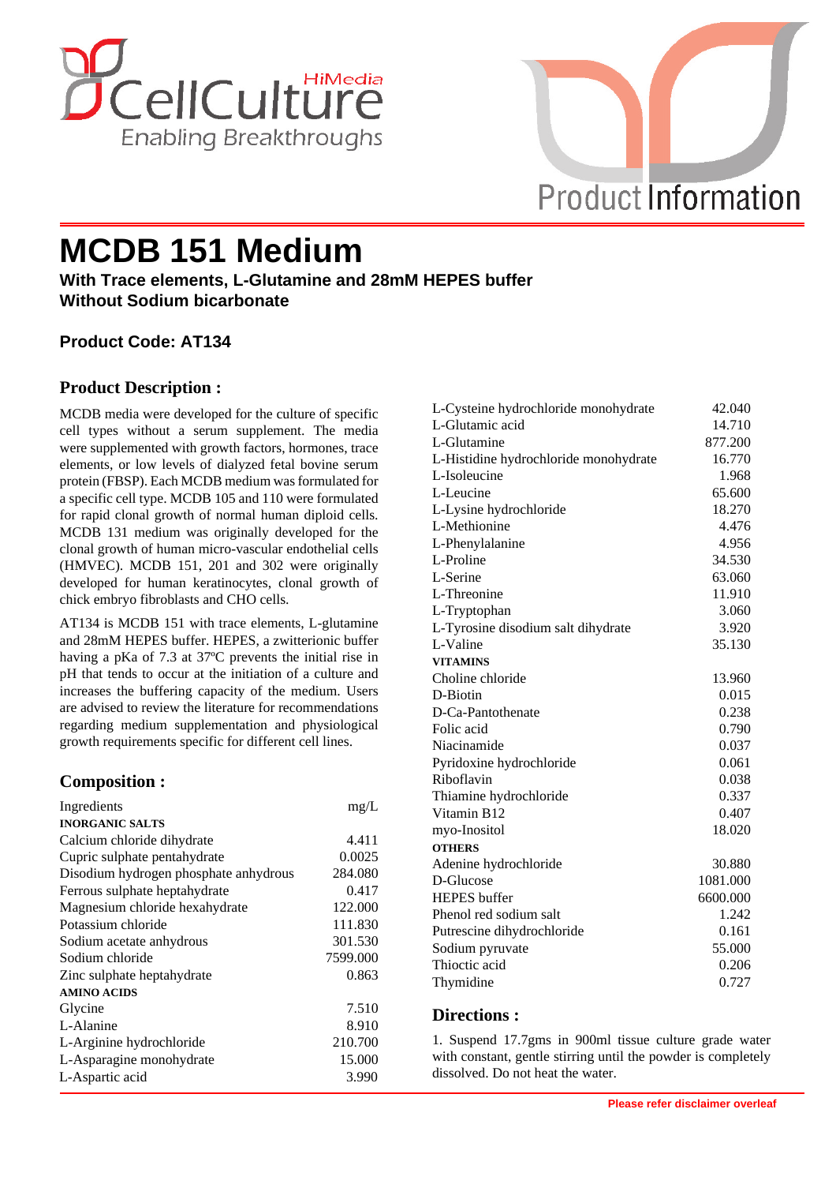HiMedia CellCulture
Enabling Breakthroughs

Product Information

# MCDB 151 Medium

**With Trace elements, L-Glutamine and 28mM HEPES buffer**
**Without Sodium bicarbonate**

### Product Code: AT134

## Product Description :

MCDB media were developed for the culture of specific cell types without a serum supplement. The media were supplemented with growth factors, hormones, trace elements, or low levels of dialyzed fetal bovine serum protein (FBSP). Each MCDB medium was formulated for a specific cell type. MCDB 105 and 110 were formulated for rapid clonal growth of normal human diploid cells. MCDB 131 medium was originally developed for the clonal growth of human micro-vascular endothelial cells (HMVEC). MCDB 151, 201 and 302 were originally developed for human keratinocytes, clonal growth of chick embryo fibroblasts and CHO cells.

AT134 is MCDB 151 with trace elements, L-glutamine and 28mM HEPES buffer. HEPES, a zwitterionic buffer having a pKa of 7.3 at 37ºC prevents the initial rise in pH that tends to occur at the initiation of a culture and increases the buffering capacity of the medium. Users are advised to review the literature for recommendations regarding medium supplementation and physiological growth requirements specific for different cell lines.

## Composition :

| Ingredients | mg/L |
|---|---|
| **INORGANIC SALTS** | |
| Calcium chloride dihydrate | 4.411 |
| Cupric sulphate pentahydrate | 0.0025 |
| Disodium hydrogen phosphate anhydrous | 284.080 |
| Ferrous sulphate heptahydrate | 0.417 |
| Magnesium chloride hexahydrate | 122.000 |
| Potassium chloride | 111.830 |
| Sodium acetate anhydrous | 301.530 |
| Sodium chloride | 7599.000 |
| Zinc sulphate heptahydrate | 0.863 |
| **AMINO ACIDS** | |
| Glycine | 7.510 |
| L-Alanine | 8.910 |
| L-Arginine hydrochloride | 210.700 |
| L-Asparagine monohydrate | 15.000 |
| L-Aspartic acid | 3.990 |
| L-Cysteine hydrochloride monohydrate | 42.040 |
| L-Glutamic acid | 14.710 |
| L-Glutamine | 877.200 |
| L-Histidine hydrochloride monohydrate | 16.770 |
| L-Isoleucine | 1.968 |
| L-Leucine | 65.600 |
| L-Lysine hydrochloride | 18.270 |
| L-Methionine | 4.476 |
| L-Phenylalanine | 4.956 |
| L-Proline | 34.530 |
| L-Serine | 63.060 |
| L-Threonine | 11.910 |
| L-Tryptophan | 3.060 |
| L-Tyrosine disodium salt dihydrate | 3.920 |
| L-Valine | 35.130 |
| **VITAMINS** | |
| Choline chloride | 13.960 |
| D-Biotin | 0.015 |
| D-Ca-Pantothenate | 0.238 |
| Folic acid | 0.790 |
| Niacinamide | 0.037 |
| Pyridoxine hydrochloride | 0.061 |
| Riboflavin | 0.038 |
| Thiamine hydrochloride | 0.337 |
| Vitamin B12 | 0.407 |
| myo-Inositol | 18.020 |
| **OTHERS** | |
| Adenine hydrochloride | 30.880 |
| D-Glucose | 1081.000 |
| HEPES buffer | 6600.000 |
| Phenol red sodium salt | 1.242 |
| Putrescine dihydrochloride | 0.161 |
| Sodium pyruvate | 55.000 |
| Thioctic acid | 0.206 |
| Thymidine | 0.727 |

## Directions :

1. Suspend 17.7gms in 900ml tissue culture grade water with constant, gentle stirring until the powder is completely dissolved. Do not heat the water.

**Please refer disclaimer overleaf**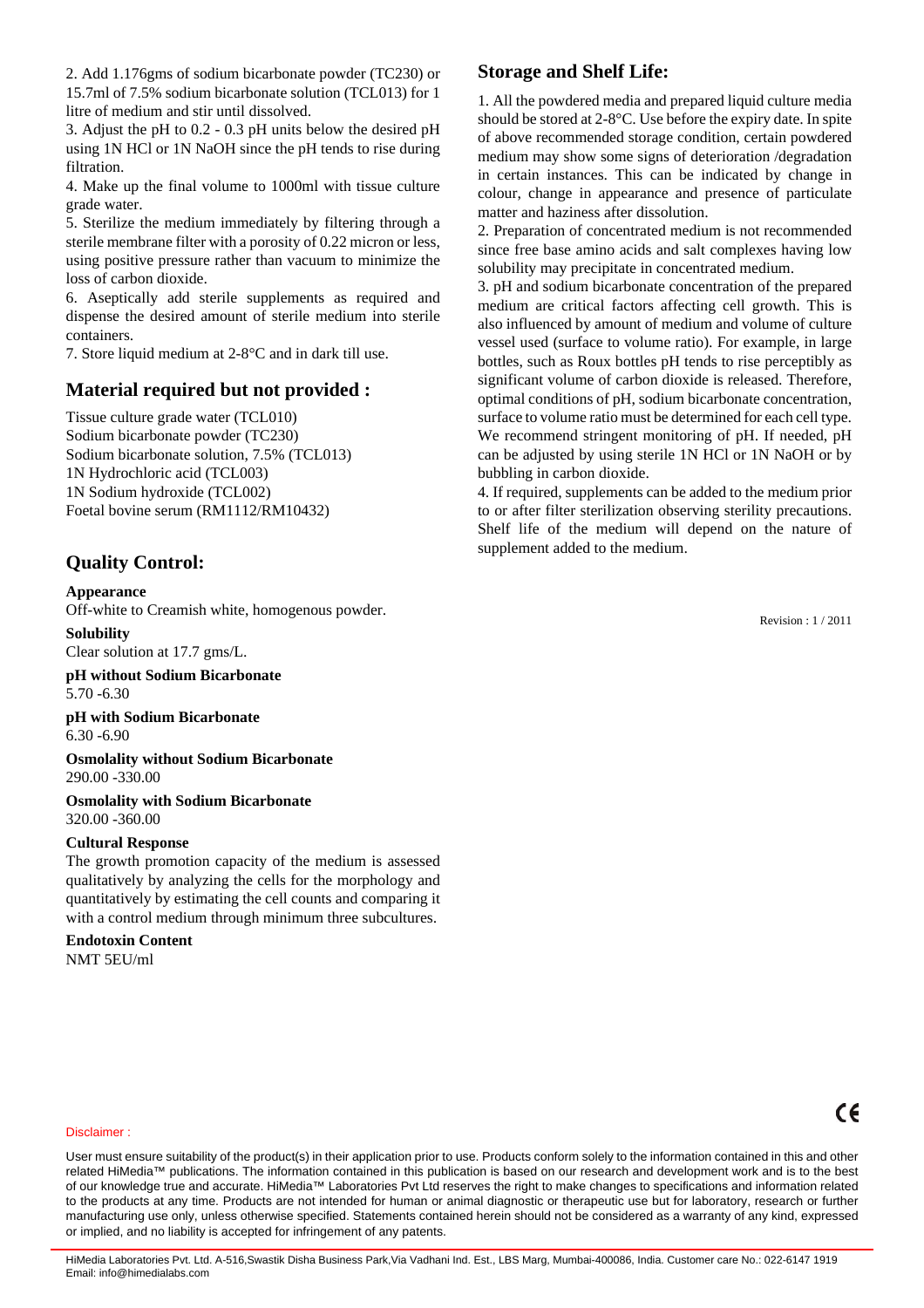2. Add 1.176gms of sodium bicarbonate powder (TC230) or 15.7ml of 7.5% sodium bicarbonate solution (TCL013) for 1 litre of medium and stir until dissolved.

3. Adjust the pH to 0.2 - 0.3 pH units below the desired pH using 1N HCl or 1N NaOH since the pH tends to rise during filtration.

4. Make up the final volume to 1000ml with tissue culture grade water.

5. Sterilize the medium immediately by filtering through a sterile membrane filter with a porosity of 0.22 micron or less, using positive pressure rather than vacuum to minimize the loss of carbon dioxide.

6. Aseptically add sterile supplements as required and dispense the desired amount of sterile medium into sterile containers.

7. Store liquid medium at 2-8°C and in dark till use.

## Material required but not provided :

Tissue culture grade water (TCL010)
Sodium bicarbonate powder (TC230)
Sodium bicarbonate solution, 7.5% (TCL013)
1N Hydrochloric acid (TCL003)
1N Sodium hydroxide (TCL002)
Foetal bovine serum (RM1112/RM10432)

## Quality Control:

**Appearance**
Off-white to Creamish white, homogenous powder.

**Solubility**
Clear solution at 17.7 gms/L.

**pH without Sodium Bicarbonate**
5.70 -6.30

**pH with Sodium Bicarbonate**
6.30 -6.90

**Osmolality without Sodium Bicarbonate**
290.00 -330.00

**Osmolality with Sodium Bicarbonate**
320.00 -360.00

**Cultural Response**
The growth promotion capacity of the medium is assessed qualitatively by analyzing the cells for the morphology and quantitatively by estimating the cell counts and comparing it with a control medium through minimum three subcultures.

**Endotoxin Content**
NMT 5EU/ml

## Storage and Shelf Life:

1. All the powdered media and prepared liquid culture media should be stored at 2-8°C. Use before the expiry date. In spite of above recommended storage condition, certain powdered medium may show some signs of deterioration /degradation in certain instances. This can be indicated by change in colour, change in appearance and presence of particulate matter and haziness after dissolution.

2. Preparation of concentrated medium is not recommended since free base amino acids and salt complexes having low solubility may precipitate in concentrated medium.

3. pH and sodium bicarbonate concentration of the prepared medium are critical factors affecting cell growth. This is also influenced by amount of medium and volume of culture vessel used (surface to volume ratio). For example, in large bottles, such as Roux bottles pH tends to rise perceptibly as significant volume of carbon dioxide is released. Therefore, optimal conditions of pH, sodium bicarbonate concentration, surface to volume ratio must be determined for each cell type. We recommend stringent monitoring of pH. If needed, pH can be adjusted by using sterile 1N HCl or 1N NaOH or by bubbling in carbon dioxide.

4. If required, supplements can be added to the medium prior to or after filter sterilization observing sterility precautions. Shelf life of the medium will depend on the nature of supplement added to the medium.

Revision : 1 / 2011

Disclaimer :

User must ensure suitability of the product(s) in their application prior to use. Products conform solely to the information contained in this and other related HiMedia™ publications. The information contained in this publication is based on our research and development work and is to the best of our knowledge true and accurate. HiMedia™ Laboratories Pvt Ltd reserves the right to make changes to specifications and information related to the products at any time. Products are not intended for human or animal diagnostic or therapeutic use but for laboratory, research or further manufacturing use only, unless otherwise specified. Statements contained herein should not be considered as a warranty of any kind, expressed or implied, and no liability is accepted for infringement of any patents.

HiMedia Laboratories Pvt. Ltd. A-516,Swastik Disha Business Park,Via Vadhani Ind. Est., LBS Marg, Mumbai-400086, India. Customer care No.: 022-6147 1919 Email: info@himedialabs.com